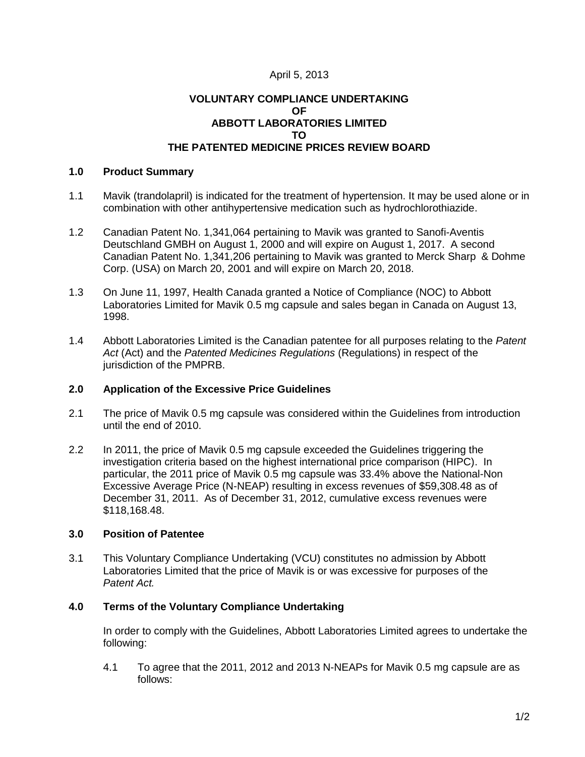April 5, 2013

**VOLUNTARY COMPLIANCE UNDERTAKING**
**OF**
**ABBOTT LABORATORIES LIMITED**
**TO**
**THE PATENTED MEDICINE PRICES REVIEW BOARD**

## 1.0 Product Summary

1.1 Mavik (trandolapril) is indicated for the treatment of hypertension. It may be used alone or in combination with other antihypertensive medication such as hydrochlorothiazide.

1.2 Canadian Patent No. 1,341,064 pertaining to Mavik was granted to Sanofi-Aventis Deutschland GMBH on August 1, 2000 and will expire on August 1, 2017. A second Canadian Patent No. 1,341,206 pertaining to Mavik was granted to Merck Sharp & Dohme Corp. (USA) on March 20, 2001 and will expire on March 20, 2018.

1.3 On June 11, 1997, Health Canada granted a Notice of Compliance (NOC) to Abbott Laboratories Limited for Mavik 0.5 mg capsule and sales began in Canada on August 13, 1998.

1.4 Abbott Laboratories Limited is the Canadian patentee for all purposes relating to the *Patent Act* (Act) and the *Patented Medicines Regulations* (Regulations) in respect of the jurisdiction of the PMPRB.

## 2.0 Application of the Excessive Price Guidelines

2.1 The price of Mavik 0.5 mg capsule was considered within the Guidelines from introduction until the end of 2010.

2.2 In 2011, the price of Mavik 0.5 mg capsule exceeded the Guidelines triggering the investigation criteria based on the highest international price comparison (HIPC). In particular, the 2011 price of Mavik 0.5 mg capsule was 33.4% above the National-Non Excessive Average Price (N-NEAP) resulting in excess revenues of $59,308.48 as of December 31, 2011. As of December 31, 2012, cumulative excess revenues were $118,168.48.

## 3.0 Position of Patentee

3.1 This Voluntary Compliance Undertaking (VCU) constitutes no admission by Abbott Laboratories Limited that the price of Mavik is or was excessive for purposes of the *Patent Act.*

## 4.0 Terms of the Voluntary Compliance Undertaking

In order to comply with the Guidelines, Abbott Laboratories Limited agrees to undertake the following:

4.1 To agree that the 2011, 2012 and 2013 N-NEAPs for Mavik 0.5 mg capsule are as follows: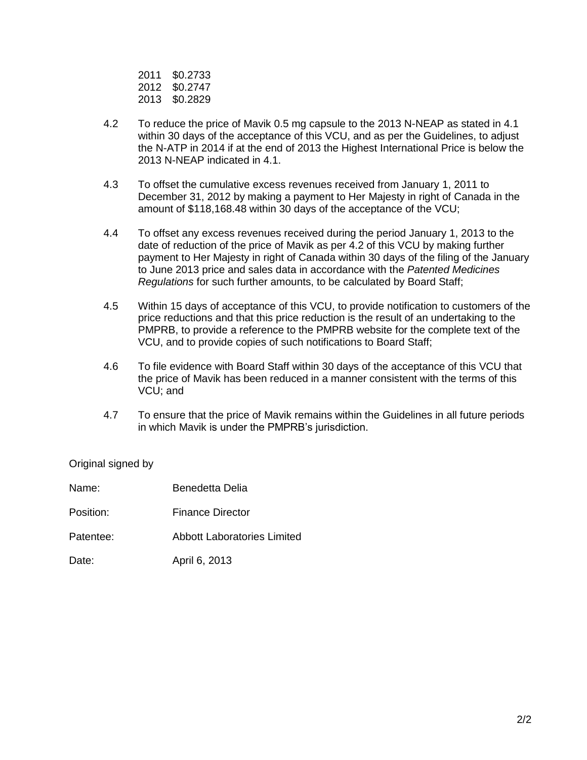| | |
|---|---|
| 2011 | $0.2733 |
| 2012 | $0.2747 |
| 2013 | $0.2829 |

4.2 To reduce the price of Mavik 0.5 mg capsule to the 2013 N-NEAP as stated in 4.1 within 30 days of the acceptance of this VCU, and as per the Guidelines, to adjust the N-ATP in 2014 if at the end of 2013 the Highest International Price is below the 2013 N-NEAP indicated in 4.1.

4.3 To offset the cumulative excess revenues received from January 1, 2011 to December 31, 2012 by making a payment to Her Majesty in right of Canada in the amount of $118,168.48 within 30 days of the acceptance of the VCU;

4.4 To offset any excess revenues received during the period January 1, 2013 to the date of reduction of the price of Mavik as per 4.2 of this VCU by making further payment to Her Majesty in right of Canada within 30 days of the filing of the January to June 2013 price and sales data in accordance with the *Patented Medicines Regulations* for such further amounts, to be calculated by Board Staff;

4.5 Within 15 days of acceptance of this VCU, to provide notification to customers of the price reductions and that this price reduction is the result of an undertaking to the PMPRB, to provide a reference to the PMPRB website for the complete text of the VCU, and to provide copies of such notifications to Board Staff;

4.6 To file evidence with Board Staff within 30 days of the acceptance of this VCU that the price of Mavik has been reduced in a manner consistent with the terms of this VCU; and

4.7 To ensure that the price of Mavik remains within the Guidelines in all future periods in which Mavik is under the PMPRB's jurisdiction.

Original signed by

Name: Benedetta Delia

Position: Finance Director

Patentee: Abbott Laboratories Limited

Date: April 6, 2013